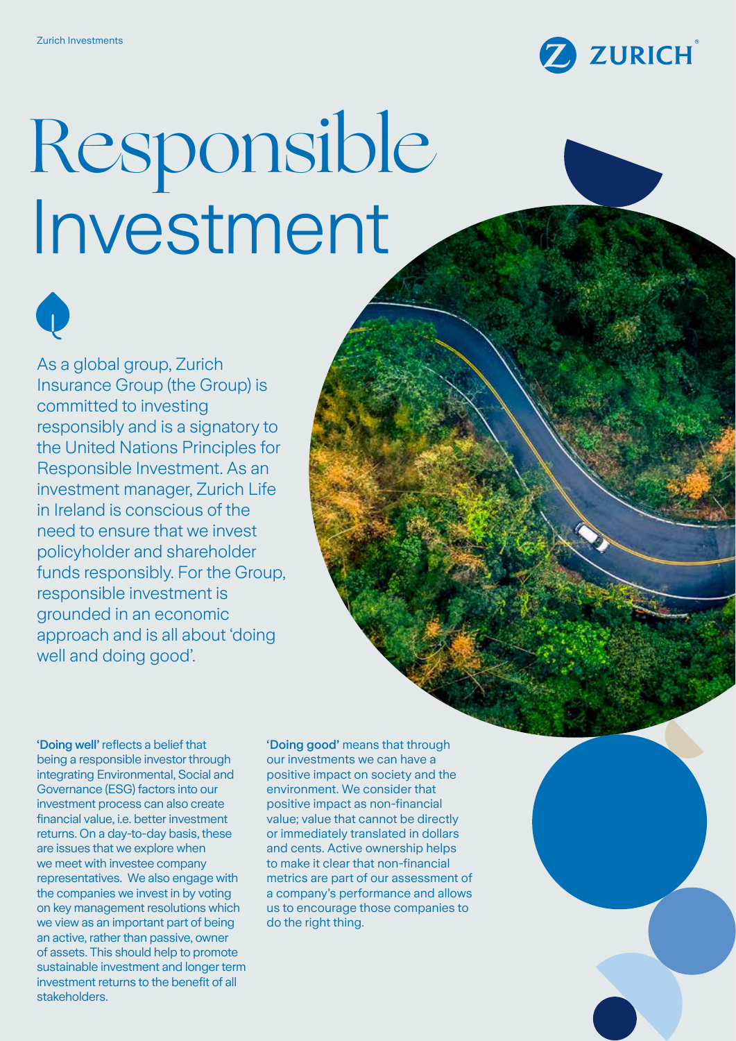# Responsible Investment

As a global group, Zurich Insurance Group (the Group) is committed to investing responsibly and is a signatory to the United Nations Principles for Responsible Investment. As an investment manager, Zurich Life in Ireland is conscious of the need to ensure that we invest policyholder and shareholder funds responsibly. For the Group, responsible investment is grounded in an economic approach and is all about 'doing well and doing good'.

**'Doing well'** reflects a belief that being a responsible investor through integrating Environmental, Social and Governance (ESG) factors into our investment process can also create financial value, i.e. better investment returns. On a day-to-day basis, these are issues that we explore when we meet with investee company representatives. We also engage with the companies we invest in by voting on key management resolutions which we view as an important part of being an active, rather than passive, owner of assets. This should help to promote sustainable investment and longer term investment returns to the benefit of all stakeholders.

**'Doing good'** means that through our investments we can have a positive impact on society and the environment. We consider that positive impact as non-financial value; value that cannot be directly or immediately translated in dollars and cents. Active ownership helps to make it clear that non-financial metrics are part of our assessment of a company's performance and allows us to encourage those companies to do the right thing.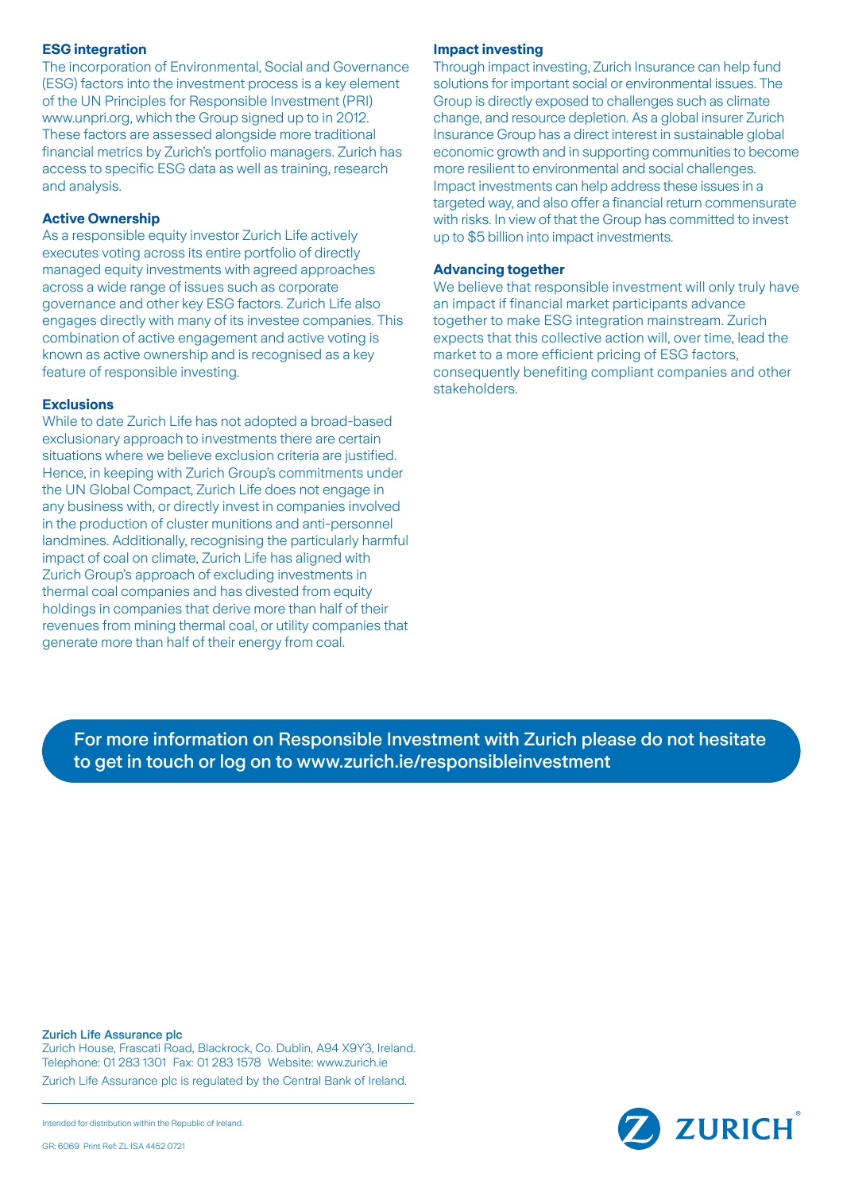## ESG integration

The incorporation of Environmental, Social and Governance (ESG) factors into the investment process is a key element of the UN Principles for Responsible Investment (PRI) www.unpri.org, which the Group signed up to in 2012. These factors are assessed alongside more traditional financial metrics by Zurich's portfolio managers. Zurich has access to specific ESG data as well as training, research and analysis.

## Active Ownership

As a responsible equity investor Zurich Life actively executes voting across its entire portfolio of directly managed equity investments with agreed approaches across a wide range of issues such as corporate governance and other key ESG factors. Zurich Life also engages directly with many of its investee companies. This combination of active engagement and active voting is known as active ownership and is recognised as a key feature of responsible investing.

## Exclusions

While to date Zurich Life has not adopted a broad-based exclusionary approach to investments there are certain situations where we believe exclusion criteria are justified. Hence, in keeping with Zurich Group's commitments under the UN Global Compact, Zurich Life does not engage in any business with, or directly invest in companies involved in the production of cluster munitions and anti-personnel landmines. Additionally, recognising the particularly harmful impact of coal on climate, Zurich Life has aligned with Zurich Group's approach of excluding investments in thermal coal companies and has divested from equity holdings in companies that derive more than half of their revenues from mining thermal coal, or utility companies that generate more than half of their energy from coal.

## Impact investing

Through impact investing, Zurich Insurance can help fund solutions for important social or environmental issues. The Group is directly exposed to challenges such as climate change, and resource depletion. As a global insurer Zurich Insurance Group has a direct interest in sustainable global economic growth and in supporting communities to become more resilient to environmental and social challenges. Impact investments can help address these issues in a targeted way, and also offer a financial return commensurate with risks. In view of that the Group has committed to invest up to $5 billion into impact investments.

## Advancing together

We believe that responsible investment will only truly have an impact if financial market participants advance together to make ESG integration mainstream. Zurich expects that this collective action will, over time, lead the market to a more efficient pricing of ESG factors, consequently benefiting compliant companies and other stakeholders.

**For more information on Responsible Investment with Zurich please do not hesitate to get in touch or log on to www.zurich.ie/responsibleinvestment**

**Zurich Life Assurance plc**
Zurich House, Frascati Road, Blackrock, Co. Dublin, A94 X9Y3, Ireland.
Telephone: 01 283 1301 Fax: 01 283 1578 Website: www.zurich.ie
Zurich Life Assurance plc is regulated by the Central Bank of Ireland.

Intended for distribution within the Republic of Ireland.

GR: 6069 Print Ref: ZL ISA 4452 0721

ZURICH®